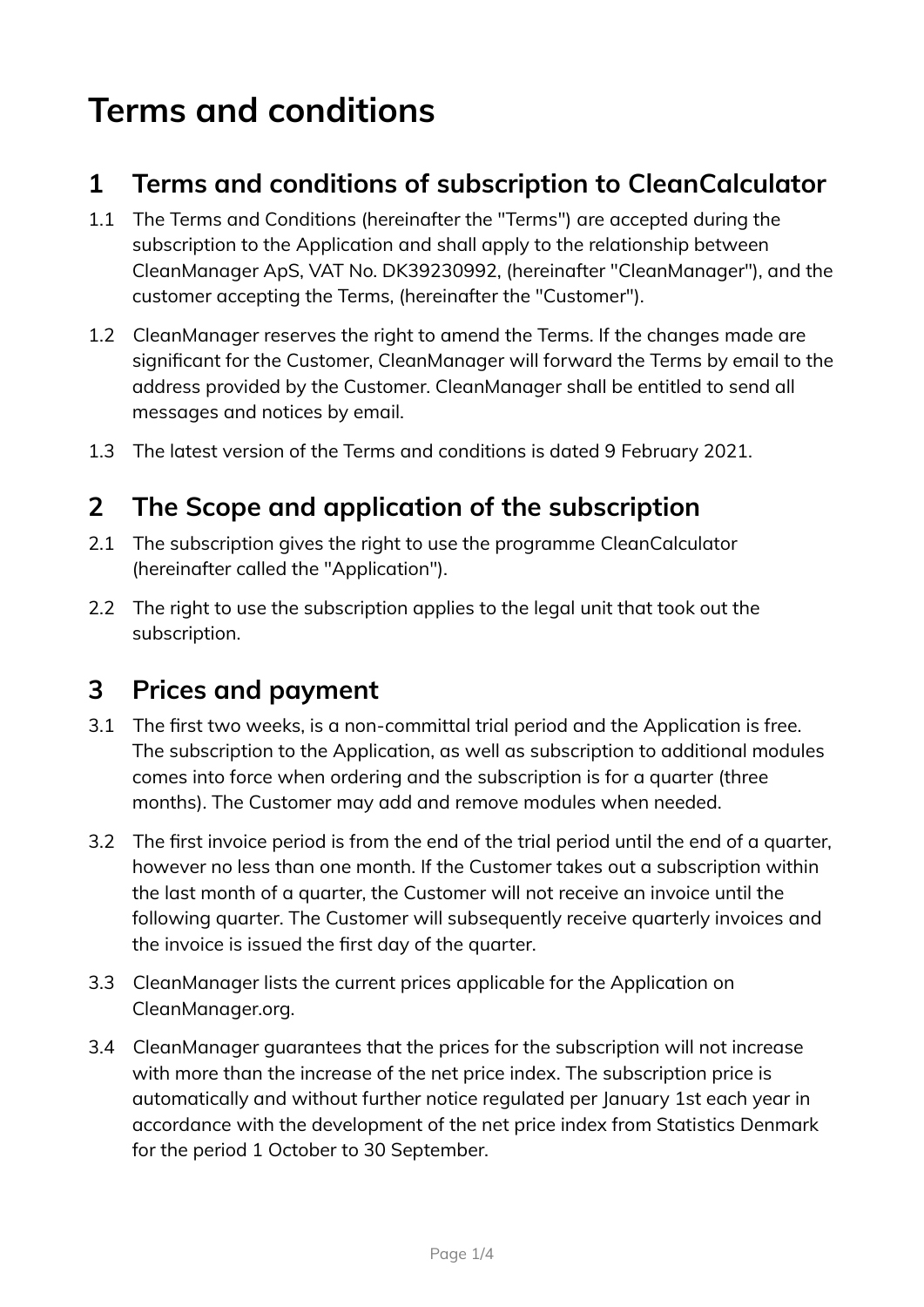# Terms and conditions

## 1 Terms and conditions of subscription to CleanCalculator

1.1 The Terms and Conditions (hereinafter the "Terms") are accepted during the subscription to the Application and shall apply to the relationship between CleanManager ApS, VAT No. DK39230992, (hereinafter "CleanManager"), and the customer accepting the Terms, (hereinafter the "Customer").

1.2 CleanManager reserves the right to amend the Terms. If the changes made are significant for the Customer, CleanManager will forward the Terms by email to the address provided by the Customer. CleanManager shall be entitled to send all messages and notices by email.

1.3 The latest version of the Terms and conditions is dated 9 February 2021.

## 2 The Scope and application of the subscription

2.1 The subscription gives the right to use the programme CleanCalculator (hereinafter called the "Application").

2.2 The right to use the subscription applies to the legal unit that took out the subscription.

## 3 Prices and payment

3.1 The first two weeks, is a non-committal trial period and the Application is free. The subscription to the Application, as well as subscription to additional modules comes into force when ordering and the subscription is for a quarter (three months). The Customer may add and remove modules when needed.

3.2 The first invoice period is from the end of the trial period until the end of a quarter, however no less than one month. If the Customer takes out a subscription within the last month of a quarter, the Customer will not receive an invoice until the following quarter. The Customer will subsequently receive quarterly invoices and the invoice is issued the first day of the quarter.

3.3 CleanManager lists the current prices applicable for the Application on CleanManager.org.

3.4 CleanManager guarantees that the prices for the subscription will not increase with more than the increase of the net price index. The subscription price is automatically and without further notice regulated per January 1st each year in accordance with the development of the net price index from Statistics Denmark for the period 1 October to 30 September.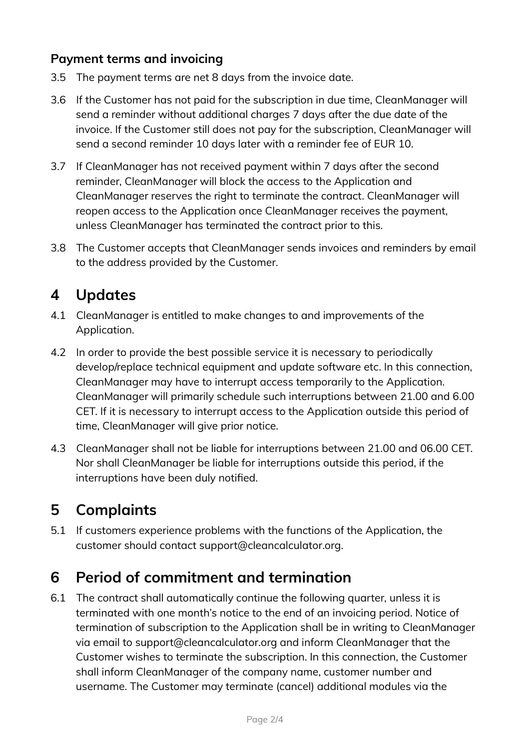### Payment terms and invoicing

3.5 The payment terms are net 8 days from the invoice date.

3.6 If the Customer has not paid for the subscription in due time, CleanManager will send a reminder without additional charges 7 days after the due date of the invoice. If the Customer still does not pay for the subscription, CleanManager will send a second reminder 10 days later with a reminder fee of EUR 10.

3.7 If CleanManager has not received payment within 7 days after the second reminder, CleanManager will block the access to the Application and CleanManager reserves the right to terminate the contract. CleanManager will reopen access to the Application once CleanManager receives the payment, unless CleanManager has terminated the contract prior to this.

3.8 The Customer accepts that CleanManager sends invoices and reminders by email to the address provided by the Customer.

## 4 Updates

4.1 CleanManager is entitled to make changes to and improvements of the Application.

4.2 In order to provide the best possible service it is necessary to periodically develop/replace technical equipment and update software etc. In this connection, CleanManager may have to interrupt access temporarily to the Application. CleanManager will primarily schedule such interruptions between 21.00 and 6.00 CET. If it is necessary to interrupt access to the Application outside this period of time, CleanManager will give prior notice.

4.3 CleanManager shall not be liable for interruptions between 21.00 and 06.00 CET. Nor shall CleanManager be liable for interruptions outside this period, if the interruptions have been duly notified.

## 5 Complaints

5.1 If customers experience problems with the functions of the Application, the customer should contact support@cleancalculator.org.

## 6 Period of commitment and termination

6.1 The contract shall automatically continue the following quarter, unless it is terminated with one month's notice to the end of an invoicing period. Notice of termination of subscription to the Application shall be in writing to CleanManager via email to support@cleancalculator.org and inform CleanManager that the Customer wishes to terminate the subscription. In this connection, the Customer shall inform CleanManager of the company name, customer number and username. The Customer may terminate (cancel) additional modules via the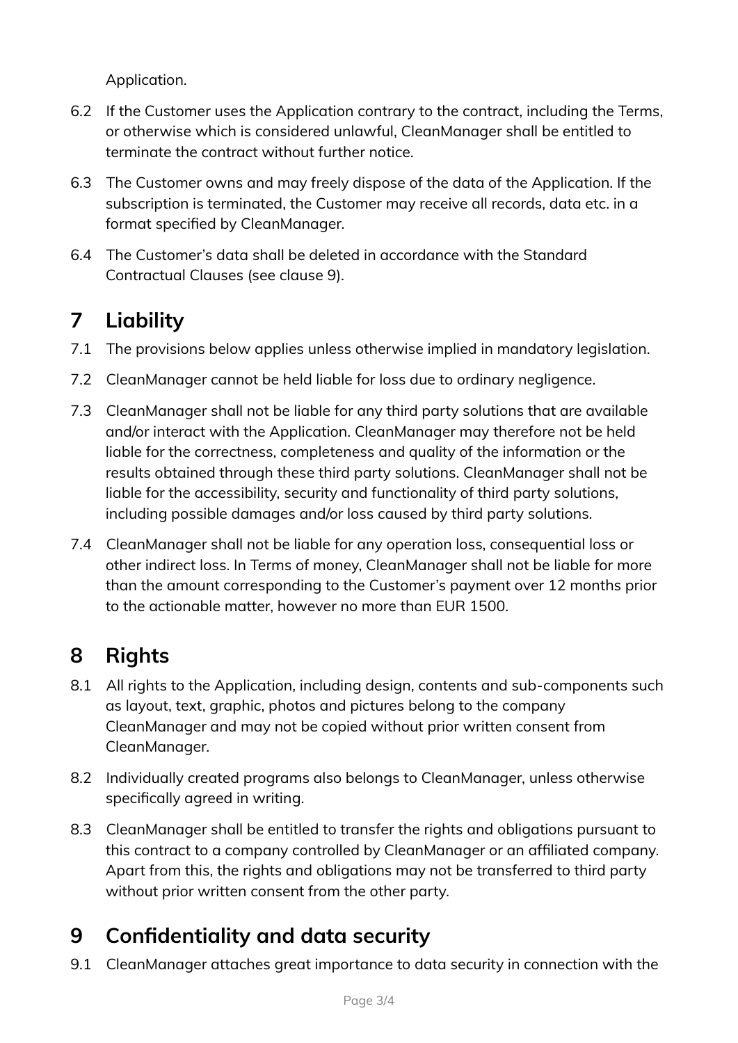Application.

6.2 If the Customer uses the Application contrary to the contract, including the Terms, or otherwise which is considered unlawful, CleanManager shall be entitled to terminate the contract without further notice.

6.3 The Customer owns and may freely dispose of the data of the Application. If the subscription is terminated, the Customer may receive all records, data etc. in a format specified by CleanManager.

6.4 The Customer's data shall be deleted in accordance with the Standard Contractual Clauses (see clause 9).

## 7 Liability

7.1 The provisions below applies unless otherwise implied in mandatory legislation.

7.2 CleanManager cannot be held liable for loss due to ordinary negligence.

7.3 CleanManager shall not be liable for any third party solutions that are available and/or interact with the Application. CleanManager may therefore not be held liable for the correctness, completeness and quality of the information or the results obtained through these third party solutions. CleanManager shall not be liable for the accessibility, security and functionality of third party solutions, including possible damages and/or loss caused by third party solutions.

7.4 CleanManager shall not be liable for any operation loss, consequential loss or other indirect loss. In Terms of money, CleanManager shall not be liable for more than the amount corresponding to the Customer's payment over 12 months prior to the actionable matter, however no more than EUR 1500.

## 8 Rights

8.1 All rights to the Application, including design, contents and sub-components such as layout, text, graphic, photos and pictures belong to the company CleanManager and may not be copied without prior written consent from CleanManager.

8.2 Individually created programs also belongs to CleanManager, unless otherwise specifically agreed in writing.

8.3 CleanManager shall be entitled to transfer the rights and obligations pursuant to this contract to a company controlled by CleanManager or an affiliated company. Apart from this, the rights and obligations may not be transferred to third party without prior written consent from the other party.

## 9 Confidentiality and data security

9.1 CleanManager attaches great importance to data security in connection with the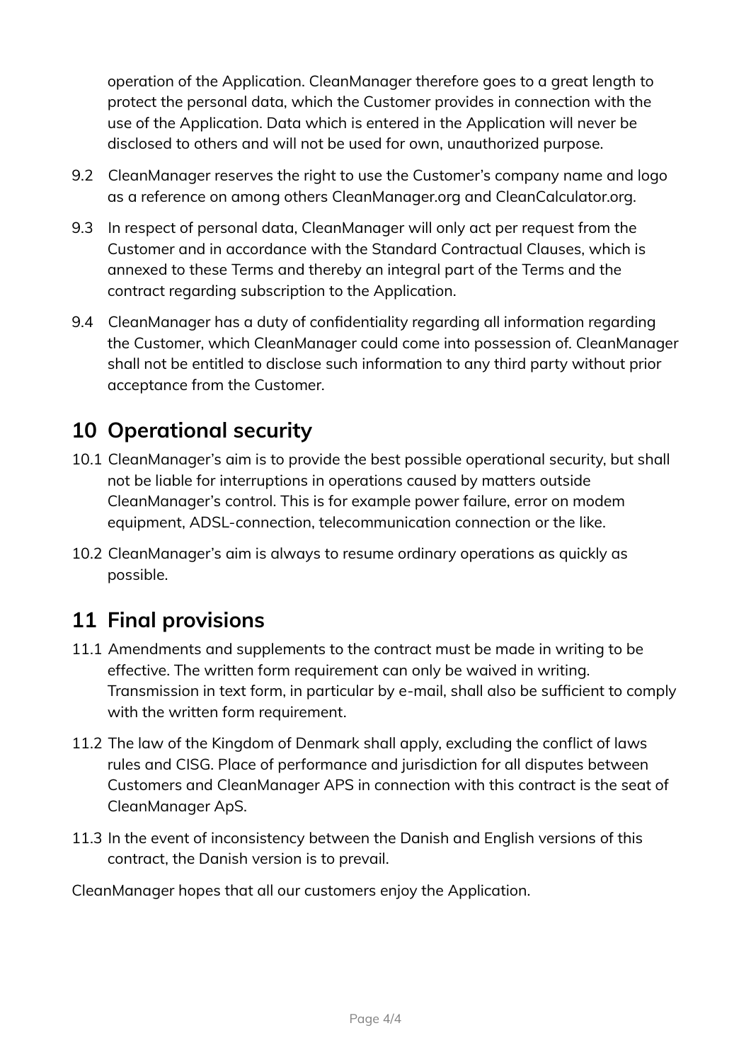operation of the Application. CleanManager therefore goes to a great length to protect the personal data, which the Customer provides in connection with the use of the Application. Data which is entered in the Application will never be disclosed to others and will not be used for own, unauthorized purpose.

9.2 CleanManager reserves the right to use the Customer's company name and logo as a reference on among others CleanManager.org and CleanCalculator.org.

9.3 In respect of personal data, CleanManager will only act per request from the Customer and in accordance with the Standard Contractual Clauses, which is annexed to these Terms and thereby an integral part of the Terms and the contract regarding subscription to the Application.

9.4 CleanManager has a duty of confidentiality regarding all information regarding the Customer, which CleanManager could come into possession of. CleanManager shall not be entitled to disclose such information to any third party without prior acceptance from the Customer.

## 10 Operational security

10.1 CleanManager's aim is to provide the best possible operational security, but shall not be liable for interruptions in operations caused by matters outside CleanManager's control. This is for example power failure, error on modem equipment, ADSL-connection, telecommunication connection or the like.

10.2 CleanManager's aim is always to resume ordinary operations as quickly as possible.

## 11 Final provisions

11.1 Amendments and supplements to the contract must be made in writing to be effective. The written form requirement can only be waived in writing. Transmission in text form, in particular by e-mail, shall also be sufficient to comply with the written form requirement.

11.2 The law of the Kingdom of Denmark shall apply, excluding the conflict of laws rules and CISG. Place of performance and jurisdiction for all disputes between Customers and CleanManager APS in connection with this contract is the seat of CleanManager ApS.

11.3 In the event of inconsistency between the Danish and English versions of this contract, the Danish version is to prevail.

CleanManager hopes that all our customers enjoy the Application.